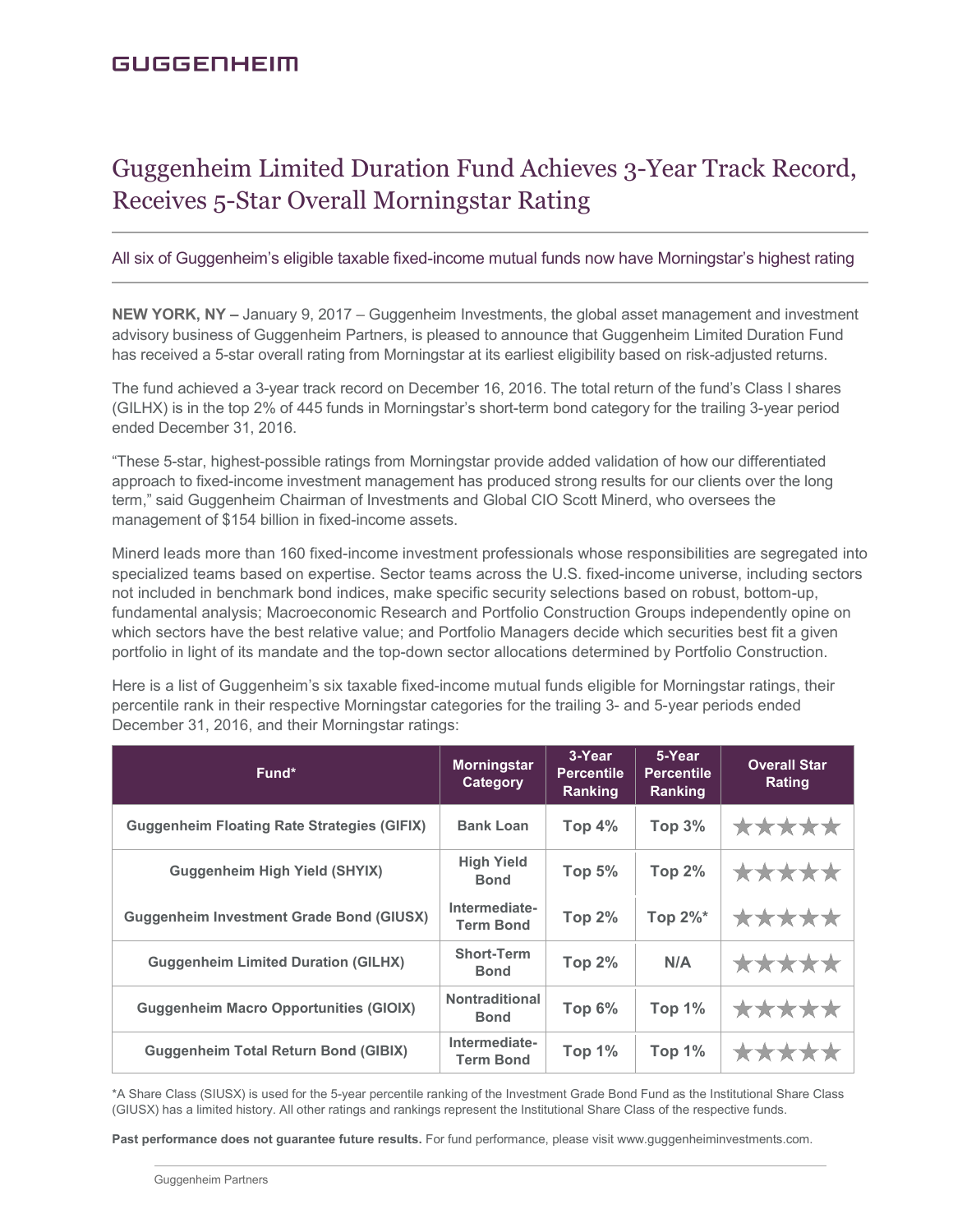GUGGENHEIM

# Guggenheim Limited Duration Fund Achieves 3-Year Track Record, Receives 5-Star Overall Morningstar Rating

All six of Guggenheim's eligible taxable fixed-income mutual funds now have Morningstar's highest rating

**NEW YORK, NY –** January 9, 2017 – Guggenheim Investments, the global asset management and investment advisory business of Guggenheim Partners, is pleased to announce that Guggenheim Limited Duration Fund has received a 5-star overall rating from Morningstar at its earliest eligibility based on risk-adjusted returns.

The fund achieved a 3-year track record on December 16, 2016. The total return of the fund's Class I shares (GILHX) is in the top 2% of 445 funds in Morningstar's short-term bond category for the trailing 3-year period ended December 31, 2016.

"These 5-star, highest-possible ratings from Morningstar provide added validation of how our differentiated approach to fixed-income investment management has produced strong results for our clients over the long term," said Guggenheim Chairman of Investments and Global CIO Scott Minerd, who oversees the management of $154 billion in fixed-income assets.

Minerd leads more than 160 fixed-income investment professionals whose responsibilities are segregated into specialized teams based on expertise. Sector teams across the U.S. fixed-income universe, including sectors not included in benchmark bond indices, make specific security selections based on robust, bottom-up, fundamental analysis; Macroeconomic Research and Portfolio Construction Groups independently opine on which sectors have the best relative value; and Portfolio Managers decide which securities best fit a given portfolio in light of its mandate and the top-down sector allocations determined by Portfolio Construction.

Here is a list of Guggenheim's six taxable fixed-income mutual funds eligible for Morningstar ratings, their percentile rank in their respective Morningstar categories for the trailing 3- and 5-year periods ended December 31, 2016, and their Morningstar ratings:

| Fund* | Morningstar Category | 3-Year Percentile Ranking | 5-Year Percentile Ranking | Overall Star Rating |
|---|---|---|---|---|
| Guggenheim Floating Rate Strategies (GIFIX) | Bank Loan | Top 4% | Top 3% | ★★★★★ |
| Guggenheim High Yield (SHYIX) | High Yield Bond | Top 5% | Top 2% | ★★★★★ |
| Guggenheim Investment Grade Bond (GIUSX) | Intermediate-Term Bond | Top 2% | Top 2%* | ★★★★★ |
| Guggenheim Limited Duration (GILHX) | Short-Term Bond | Top 2% | N/A | ★★★★★ |
| Guggenheim Macro Opportunities (GIOIX) | Nontraditional Bond | Top 6% | Top 1% | ★★★★★ |
| Guggenheim Total Return Bond (GIBIX) | Intermediate-Term Bond | Top 1% | Top 1% | ★★★★★ |

*A Share Class (SIUSX) is used for the 5-year percentile ranking of the Investment Grade Bond Fund as the Institutional Share Class (GIUSX) has a limited history. All other ratings and rankings represent the Institutional Share Class of the respective funds.

**Past performance does not guarantee future results.** For fund performance, please visit www.guggenheiminvestments.com.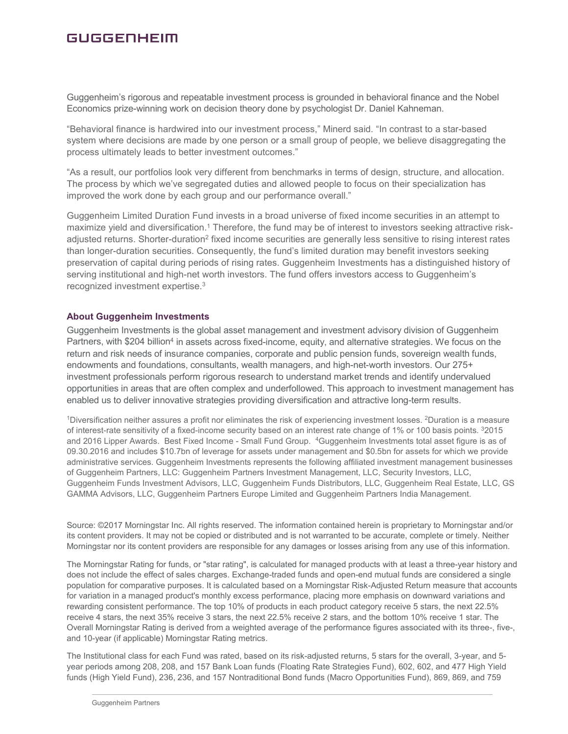Guggenheim's rigorous and repeatable investment process is grounded in behavioral finance and the Nobel Economics prize-winning work on decision theory done by psychologist Dr. Daniel Kahneman.

"Behavioral finance is hardwired into our investment process," Minerd said. "In contrast to a star-based system where decisions are made by one person or a small group of people, we believe disaggregating the process ultimately leads to better investment outcomes."

"As a result, our portfolios look very different from benchmarks in terms of design, structure, and allocation. The process by which we've segregated duties and allowed people to focus on their specialization has improved the work done by each group and our performance overall."

Guggenheim Limited Duration Fund invests in a broad universe of fixed income securities in an attempt to maximize yield and diversification.[1] Therefore, the fund may be of interest to investors seeking attractive risk-adjusted returns. Shorter-duration[2] fixed income securities are generally less sensitive to rising interest rates than longer-duration securities. Consequently, the fund's limited duration may benefit investors seeking preservation of capital during periods of rising rates. Guggenheim Investments has a distinguished history of serving institutional and high-net worth investors. The fund offers investors access to Guggenheim's recognized investment expertise.[3]

### About Guggenheim Investments

Guggenheim Investments is the global asset management and investment advisory division of Guggenheim Partners, with $204 billion[4] in assets across fixed-income, equity, and alternative strategies. We focus on the return and risk needs of insurance companies, corporate and public pension funds, sovereign wealth funds, endowments and foundations, consultants, wealth managers, and high-net-worth investors. Our 275+ investment professionals perform rigorous research to understand market trends and identify undervalued opportunities in areas that are often complex and underfollowed. This approach to investment management has enabled us to deliver innovative strategies providing diversification and attractive long-term results.

[1]Diversification neither assures a profit nor eliminates the risk of experiencing investment losses. [2]Duration is a measure of interest-rate sensitivity of a fixed-income security based on an interest rate change of 1% or 100 basis points. [3]2015 and 2016 Lipper Awards. Best Fixed Income - Small Fund Group. [4]Guggenheim Investments total asset figure is as of 09.30.2016 and includes $10.7bn of leverage for assets under management and $0.5bn for assets for which we provide administrative services. Guggenheim Investments represents the following affiliated investment management businesses of Guggenheim Partners, LLC: Guggenheim Partners Investment Management, LLC, Security Investors, LLC, Guggenheim Funds Investment Advisors, LLC, Guggenheim Funds Distributors, LLC, Guggenheim Real Estate, LLC, GS GAMMA Advisors, LLC, Guggenheim Partners Europe Limited and Guggenheim Partners India Management.

Source: ©2017 Morningstar Inc. All rights reserved. The information contained herein is proprietary to Morningstar and/or its content providers. It may not be copied or distributed and is not warranted to be accurate, complete or timely. Neither Morningstar nor its content providers are responsible for any damages or losses arising from any use of this information.

The Morningstar Rating for funds, or "star rating", is calculated for managed products with at least a three-year history and does not include the effect of sales charges. Exchange-traded funds and open-end mutual funds are considered a single population for comparative purposes. It is calculated based on a Morningstar Risk-Adjusted Return measure that accounts for variation in a managed product's monthly excess performance, placing more emphasis on downward variations and rewarding consistent performance. The top 10% of products in each product category receive 5 stars, the next 22.5% receive 4 stars, the next 35% receive 3 stars, the next 22.5% receive 2 stars, and the bottom 10% receive 1 star. The Overall Morningstar Rating is derived from a weighted average of the performance figures associated with its three-, five-, and 10-year (if applicable) Morningstar Rating metrics.

The Institutional class for each Fund was rated, based on its risk-adjusted returns, 5 stars for the overall, 3-year, and 5-year periods among 208, 208, and 157 Bank Loan funds (Floating Rate Strategies Fund), 602, 602, and 477 High Yield funds (High Yield Fund), 236, 236, and 157 Nontraditional Bond funds (Macro Opportunities Fund), 869, 869, and 759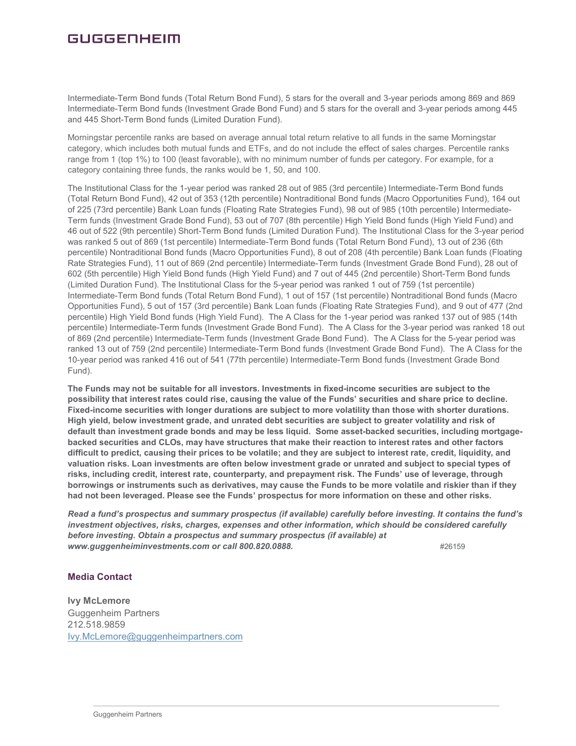Intermediate-Term Bond funds (Total Return Bond Fund), 5 stars for the overall and 3-year periods among 869 and 869 Intermediate-Term Bond funds (Investment Grade Bond Fund) and 5 stars for the overall and 3-year periods among 445 and 445 Short-Term Bond funds (Limited Duration Fund).

Morningstar percentile ranks are based on average annual total return relative to all funds in the same Morningstar category, which includes both mutual funds and ETFs, and do not include the effect of sales charges. Percentile ranks range from 1 (top 1%) to 100 (least favorable), with no minimum number of funds per category. For example, for a category containing three funds, the ranks would be 1, 50, and 100.

The Institutional Class for the 1-year period was ranked 28 out of 985 (3rd percentile) Intermediate-Term Bond funds (Total Return Bond Fund), 42 out of 353 (12th percentile) Nontraditional Bond funds (Macro Opportunities Fund), 164 out of 225 (73rd percentile) Bank Loan funds (Floating Rate Strategies Fund), 98 out of 985 (10th percentile) Intermediate-Term funds (Investment Grade Bond Fund), 53 out of 707 (8th percentile) High Yield Bond funds (High Yield Fund) and 46 out of 522 (9th percentile) Short-Term Bond funds (Limited Duration Fund). The Institutional Class for the 3-year period was ranked 5 out of 869 (1st percentile) Intermediate-Term Bond funds (Total Return Bond Fund), 13 out of 236 (6th percentile) Nontraditional Bond funds (Macro Opportunities Fund), 8 out of 208 (4th percentile) Bank Loan funds (Floating Rate Strategies Fund), 11 out of 869 (2nd percentile) Intermediate-Term funds (Investment Grade Bond Fund), 28 out of 602 (5th percentile) High Yield Bond funds (High Yield Fund) and 7 out of 445 (2nd percentile) Short-Term Bond funds (Limited Duration Fund). The Institutional Class for the 5-year period was ranked 1 out of 759 (1st percentile) Intermediate-Term Bond funds (Total Return Bond Fund), 1 out of 157 (1st percentile) Nontraditional Bond funds (Macro Opportunities Fund), 5 out of 157 (3rd percentile) Bank Loan funds (Floating Rate Strategies Fund), and 9 out of 477 (2nd percentile) High Yield Bond funds (High Yield Fund). The A Class for the 1-year period was ranked 137 out of 985 (14th percentile) Intermediate-Term funds (Investment Grade Bond Fund). The A Class for the 3-year period was ranked 18 out of 869 (2nd percentile) Intermediate-Term funds (Investment Grade Bond Fund). The A Class for the 5-year period was ranked 13 out of 759 (2nd percentile) Intermediate-Term Bond funds (Investment Grade Bond Fund). The A Class for the 10-year period was ranked 416 out of 541 (77th percentile) Intermediate-Term Bond funds (Investment Grade Bond Fund).

**The Funds may not be suitable for all investors. Investments in fixed-income securities are subject to the possibility that interest rates could rise, causing the value of the Funds' securities and share price to decline. Fixed-income securities with longer durations are subject to more volatility than those with shorter durations. High yield, below investment grade, and unrated debt securities are subject to greater volatility and risk of default than investment grade bonds and may be less liquid. Some asset-backed securities, including mortgage-backed securities and CLOs, may have structures that make their reaction to interest rates and other factors difficult to predict, causing their prices to be volatile; and they are subject to interest rate, credit, liquidity, and valuation risks. Loan investments are often below investment grade or unrated and subject to special types of risks, including credit, interest rate, counterparty, and prepayment risk. The Funds' use of leverage, through borrowings or instruments such as derivatives, may cause the Funds to be more volatile and riskier than if they had not been leveraged. Please see the Funds' prospectus for more information on these and other risks.**

***Read a fund's prospectus and summary prospectus (if available) carefully before investing. It contains the fund's investment objectives, risks, charges, expenses and other information, which should be considered carefully before investing. Obtain a prospectus and summary prospectus (if available) at www.guggenheiminvestments.com or call 800.820.0888.*** #26159

### Media Contact

**Ivy McLemore**
Guggenheim Partners
212.518.9859
Ivy.McLemore@guggenheimpartners.com